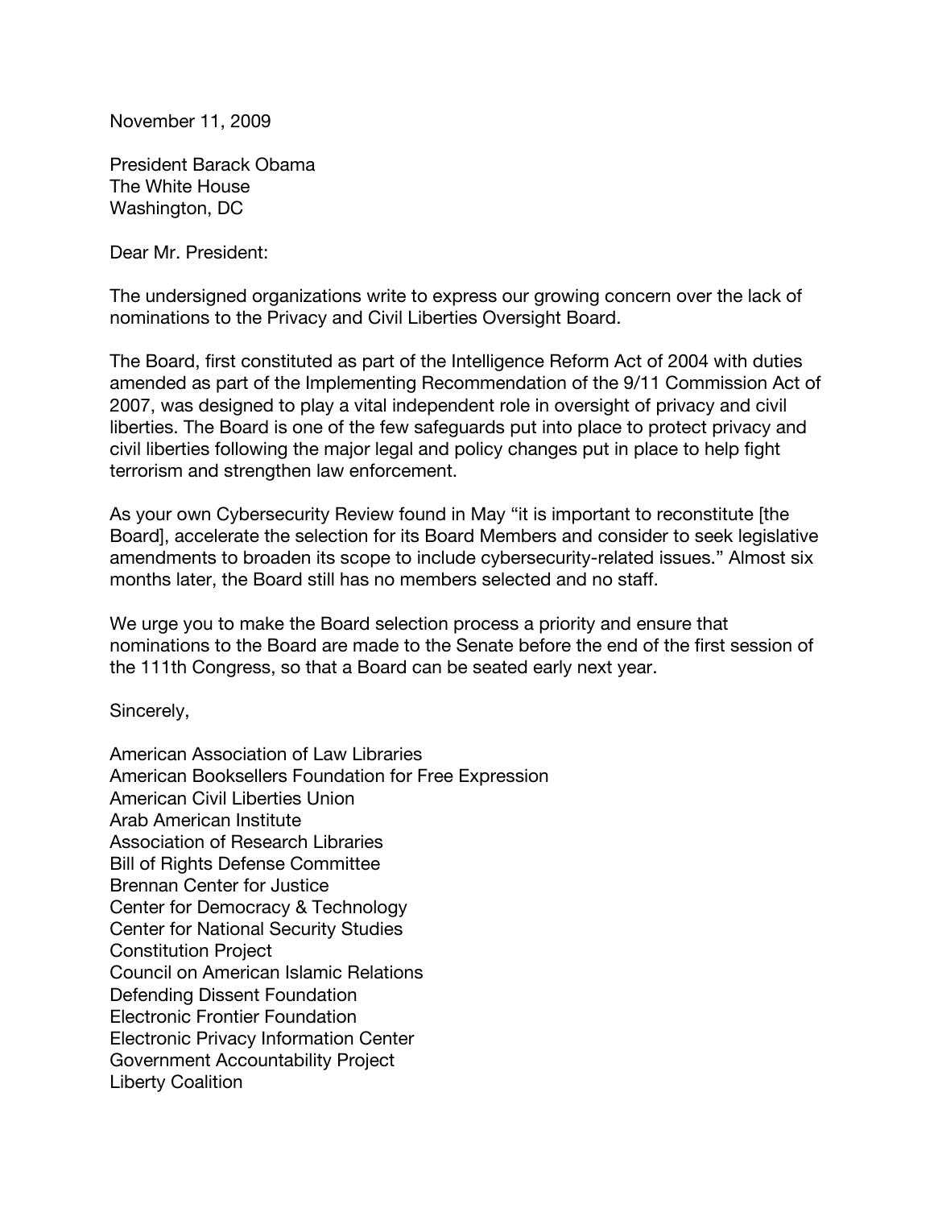November 11, 2009

President Barack Obama
The White House
Washington, DC

Dear Mr. President:

The undersigned organizations write to express our growing concern over the lack of nominations to the Privacy and Civil Liberties Oversight Board.

The Board, first constituted as part of the Intelligence Reform Act of 2004 with duties amended as part of the Implementing Recommendation of the 9/11 Commission Act of 2007, was designed to play a vital independent role in oversight of privacy and civil liberties. The Board is one of the few safeguards put into place to protect privacy and civil liberties following the major legal and policy changes put in place to help fight terrorism and strengthen law enforcement.

As your own Cybersecurity Review found in May "it is important to reconstitute [the Board], accelerate the selection for its Board Members and consider to seek legislative amendments to broaden its scope to include cybersecurity-related issues." Almost six months later, the Board still has no members selected and no staff.

We urge you to make the Board selection process a priority and ensure that nominations to the Board are made to the Senate before the end of the first session of the 111th Congress, so that a Board can be seated early next year.

Sincerely,

American Association of Law Libraries
American Booksellers Foundation for Free Expression
American Civil Liberties Union
Arab American Institute
Association of Research Libraries
Bill of Rights Defense Committee
Brennan Center for Justice
Center for Democracy & Technology
Center for National Security Studies
Constitution Project
Council on American Islamic Relations
Defending Dissent Foundation
Electronic Frontier Foundation
Electronic Privacy Information Center
Government Accountability Project
Liberty Coalition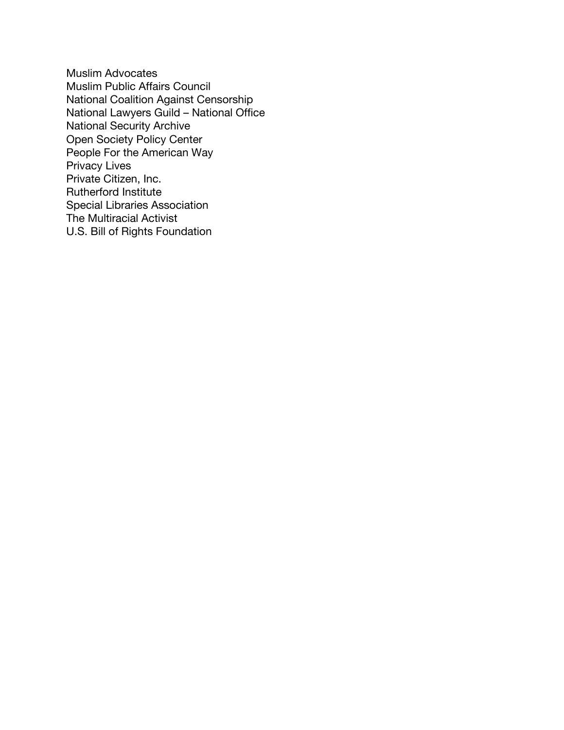Muslim Advocates
Muslim Public Affairs Council
National Coalition Against Censorship
National Lawyers Guild – National Office
National Security Archive
Open Society Policy Center
People For the American Way
Privacy Lives
Private Citizen, Inc.
Rutherford Institute
Special Libraries Association
The Multiracial Activist
U.S. Bill of Rights Foundation